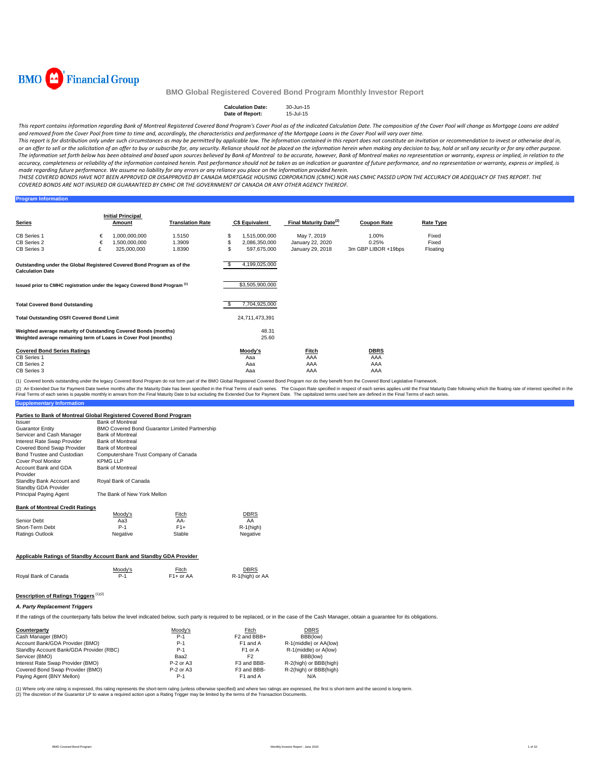BMO Financial Group

# BMO Global Registered Covered Bond Program Monthly Investor Report

| | |
|---|---|
| **Calculation Date:** | 30-Jun-15 |
| **Date of Report:** | 15-Jul-15 |

*This report contains information regarding Bank of Montreal Registered Covered Bond Program's Cover Pool as of the indicated Calculation Date. The composition of the Cover Pool will change as Mortgage Loans are added and removed from the Cover Pool from time to time and, accordingly, the characteristics and performance of the Mortgage Loans in the Cover Pool will vary over time.*

*This report is for distribution only under such circumstances as may be permitted by applicable law. The information contained in this report does not constitute an invitation or recommendation to invest or otherwise deal in, or an offer to sell or the solicitation of an offer to buy or subscribe for, any security. Reliance should not be placed on the information herein when making any decision to buy, hold or sell any security or for any other purpose. The information set forth below has been obtained and based upon sources believed by Bank of Montreal to be accurate, however, Bank of Montreal makes no representation or warranty, express or implied, in relation to the accuracy, completeness or reliability of the information contained herein. Past performance should not be taken as an indication or guarantee of future performance, and no representation or warranty, express or implied, is made regarding future performance. We assume no liability for any errors or any reliance you place on the information provided herein.*

*THESE COVERED BONDS HAVE NOT BEEN APPROVED OR DISAPPROVED BY CANADA MORTGAGE HOUSING CORPORATION (CMHC) NOR HAS CMHC PASSED UPON THE ACCURACY OR ADEQUACY OF THIS REPORT. THE COVERED BONDS ARE NOT INSURED OR GUARANTEED BY CMHC OR THE GOVERNMENT OF CANADA OR ANY OTHER AGENCY THEREOF.*

## Program Information

| Series | | Initial Principal Amount | Translation Rate | | C$ Equivalent | Final Maturity Date[2] | Coupon Rate | Rate Type |
|---|---|---|---|---|---|---|---|---|
| CB Series 1 | € | 1,000,000,000 | 1.5150 | $ | 1,515,000,000 | May 7, 2019 | 1.00% | Fixed |
| CB Series 2 | € | 1,500,000,000 | 1.3909 | $ | 2,086,350,000 | January 22, 2020 | 0.25% | Fixed |
| CB Series 3 | £ | 325,000,000 | 1.8390 | $ | 597,675,000 | January 29, 2018 | 3m GBP LIBOR +19bps | Floating |

| | |
|---|---|
| **Outstanding under the Global Registered Covered Bond Program as of the Calculation Date** | $ 4,199,025,000 |
| **Issued prior to CMHC registration under the legacy Covered Bond Program [1]** | $3,505,900,000 |
| **Total Covered Bond Outstanding** | $ 7,704,925,000 |
| **Total Outstanding OSFI Covered Bond Limit** | 24,711,473,391 |
| **Weighted average maturity of Outstanding Covered Bonds (months)** | 48.31 |
| **Weighted average remaining term of Loans in Cover Pool (months)** | 25.60 |

| Covered Bond Series Ratings | Moody's | Fitch | DBRS |
|---|---|---|---|
| CB Series 1 | Aaa | AAA | AAA |
| CB Series 2 | Aaa | AAA | AAA |
| CB Series 3 | Aaa | AAA | AAA |

(1) Covered bonds outstanding under the legacy Covered Bond Program do not form part of the BMO Global Registered Covered Bond Program nor do they benefit from the Covered Bond Legislative Framework.

(2) An Extended Due for Payment Date twelve months after the Maturity Date has been specified in the Final Terms of each series. The Coupon Rate specified in respect of each series applies until the Final Maturity Date following which the floating rate of interest specified in the Final Terms of each series is payable monthly in arrears from the Final Maturity Date to but excluding the Extended Due for Payment Date. The capitalized terms used here are defined in the Final Terms of each series.

## Supplementary Information

### Parties to Bank of Montreal Global Registered Covered Bond Program

| | |
|---|---|
| Issuer | Bank of Montreal |
| Guarantor Entity | BMO Covered Bond Guarantor Limited Partnership |
| Servicer and Cash Manager | Bank of Montreal |
| Interest Rate Swap Provider | Bank of Montreal |
| Covered Bond Swap Provider | Bank of Montreal |
| Bond Trustee and Custodian | Computershare Trust Company of Canada |
| Cover Pool Monitor | KPMG LLP |
| Account Bank and GDA Provider | Bank of Montreal |
| Standby Bank Account and Standby GDA Provider | Royal Bank of Canada |
| Principal Paying Agent | The Bank of New York Mellon |

### Bank of Montreal Credit Ratings

| | Moody's | Fitch | DBRS |
|---|---|---|---|
| Senior Debt | Aa3 | AA- | AA |
| Short-Term Debt | P-1 | F1+ | R-1(high) |
| Ratings Outlook | Negative | Stable | Negative |

### Applicable Ratings of Standby Account Bank and Standby GDA Provider

| | Moody's | Fitch | DBRS |
|---|---|---|---|
| Royal Bank of Canada | P-1 | F1+ or AA | R-1(high) or AA |

### Description of Ratings Triggers [1][2]

#### *A. Party Replacement Triggers*

If the ratings of the counterparty falls below the level indicated below, such party is required to be replaced, or in the case of the Cash Manager, obtain a guarantee for its obligations.

| Counterparty | Moody's | Fitch | DBRS |
|---|---|---|---|
| Cash Manager (BMO) | P-1 | F2 and BBB+ | BBB(low) |
| Account Bank/GDA Provider (BMO) | P-1 | F1 and A | R-1(middle) or AA(low) |
| Standby Account Bank/GDA Provider (RBC) | P-1 | F1 or A | R-1(middle) or A(low) |
| Servicer (BMO) | Baa2 | F2 | BBB(low) |
| Interest Rate Swap Provider (BMO) | P-2 or A3 | F3 and BBB- | R-2(high) or BBB(high) |
| Covered Bond Swap Provider (BMO) | P-2 or A3 | F3 and BBB- | R-2(high) or BBB(high) |
| Paying Agent (BNY Mellon) | P-1 | F1 and A | N/A |

(1) Where only one rating is expressed, this rating represents the short-term rating (unless otherwise specified) and where two ratings are expressed, the first is short-term and the second is long-term.
(2) The discretion of the Guarantor LP to waive a required action upon a Rating Trigger may be limited by the terms of the Transaction Documents.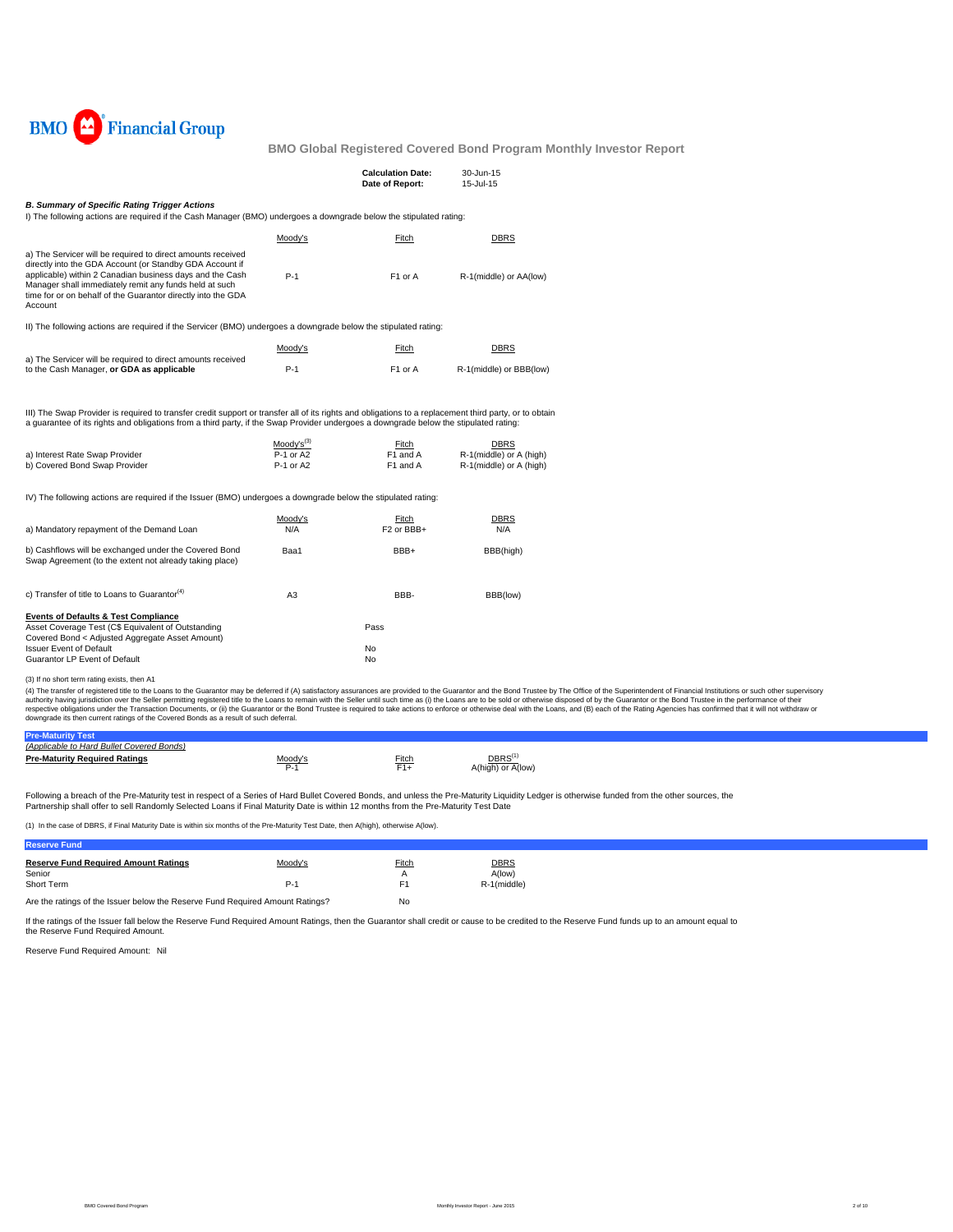BMO Financial Group

**BMO Global Registered Covered Bond Program Monthly Investor Report**

| | |
|---|---|
| **Calculation Date:** | 30-Jun-15 |
| **Date of Report:** | 15-Jul-15 |

### *B. Summary of Specific Rating Trigger Actions*

I) The following actions are required if the Cash Manager (BMO) undergoes a downgrade below the stipulated rating:

| | Moody's | Fitch | DBRS |
|---|---|---|---|
| a) The Servicer will be required to direct amounts received directly into the GDA Account (or Standby GDA Account if applicable) within 2 Canadian business days and the Cash Manager shall immediately remit any funds held at such time for or on behalf of the Guarantor directly into the GDA Account | P-1 | F1 or A | R-1(middle) or AA(low) |

II) The following actions are required if the Servicer (BMO) undergoes a downgrade below the stipulated rating:

| | Moody's | Fitch | DBRS |
|---|---|---|---|
| a) The Servicer will be required to direct amounts received to the Cash Manager, **or GDA as applicable** | P-1 | F1 or A | R-1(middle) or BBB(low) |

III) The Swap Provider is required to transfer credit support or transfer all of its rights and obligations to a replacement third party, or to obtain a guarantee of its rights and obligations from a third party, if the Swap Provider undergoes a downgrade below the stipulated rating:

| | Moody's(3) | Fitch | DBRS |
|---|---|---|---|
| a) Interest Rate Swap Provider | P-1 or A2 | F1 and A | R-1(middle) or A (high) |
| b) Covered Bond Swap Provider | P-1 or A2 | F1 and A | R-1(middle) or A (high) |

IV) The following actions are required if the Issuer (BMO) undergoes a downgrade below the stipulated rating:

| | Moody's | Fitch | DBRS |
|---|---|---|---|
| a) Mandatory repayment of the Demand Loan | N/A | F2 or BBB+ | N/A |
| b) Cashflows will be exchanged under the Covered Bond Swap Agreement (to the extent not already taking place) | Baa1 | BBB+ | BBB(high) |
| c) Transfer of title to Loans to Guarantor(4) | A3 | BBB- | BBB(low) |

**Events of Defaults & Test Compliance**

| | |
|---|---|
| Asset Coverage Test (C$ Equivalent of Outstanding Covered Bond < Adjusted Aggregate Asset Amount) | Pass |
| Issuer Event of Default | No |
| Guarantor LP Event of Default | No |

(3) If no short term rating exists, then A1

(4) The transfer of registered title to the Loans to the Guarantor may be deferred if (A) satisfactory assurances are provided to the Guarantor and the Bond Trustee by The Office of the Superintendent of Financial Institutions or such other supervisory authority having jurisdiction over the Seller permitting registered title to the Loans to remain with the Seller until such time as (i) the Loans are to be sold or otherwise disposed of by the Guarantor or the Bond Trustee in the performance of their respective obligations under the Transaction Documents, or (ii) the Guarantor or the Bond Trustee is required to take actions to enforce or otherwise deal with the Loans, and (B) each of the Rating Agencies has confirmed that it will not withdraw or downgrade its then current ratings of the Covered Bonds as a result of such deferral.

### Pre-Maturity Test

*(Applicable to Hard Bullet Covered Bonds)*

| **Pre-Maturity Required Ratings** | Moody's | Fitch | DBRS(1) |
|---|---|---|---|
| | P-1 | F1+ | A(high) or A(low) |

Following a breach of the Pre-Maturity test in respect of a Series of Hard Bullet Covered Bonds, and unless the Pre-Maturity Liquidity Ledger is otherwise funded from the other sources, the Partnership shall offer to sell Randomly Selected Loans if Final Maturity Date is within 12 months from the Pre-Maturity Test Date

(1) In the case of DBRS, if Final Maturity Date is within six months of the Pre-Maturity Test Date, then A(high), otherwise A(low).

### Reserve Fund

| **Reserve Fund Required Amount Ratings** | Moody's | Fitch | DBRS |
|---|---|---|---|
| Senior | | A | A(low) |
| Short Term | P-1 | F1 | R-1(middle) |
| Are the ratings of the Issuer below the Reserve Fund Required Amount Ratings? | | No | |

If the ratings of the Issuer fall below the Reserve Fund Required Amount Ratings, then the Guarantor shall credit or cause to be credited to the Reserve Fund funds up to an amount equal to the Reserve Fund Required Amount.

Reserve Fund Required Amount: Nil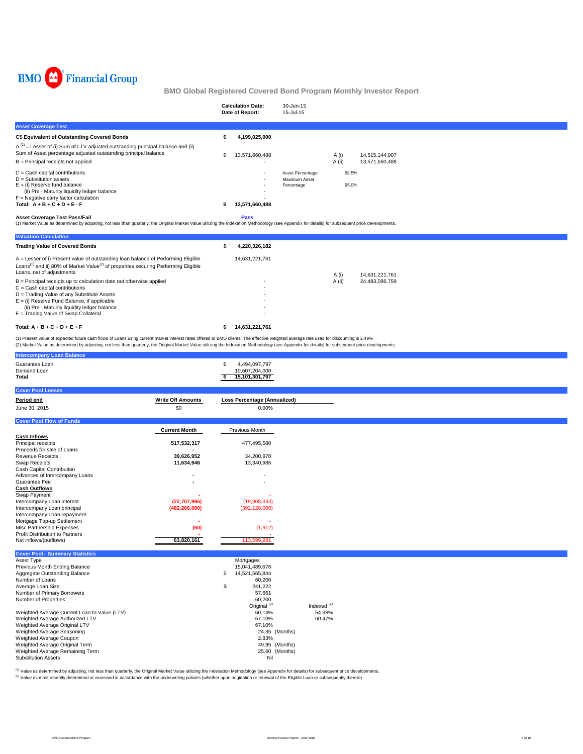BMO Financial Group

# BMO Global Registered Covered Bond Program Monthly Investor Report

| | |
|---|---|
| **Calculation Date:** | 30-Jun-15 |
| **Date of Report:** | 15-Jul-15 |

## Asset Coverage Test

| | | | |
|---|---|---|---|
| **C$ Equivalent of Outstanding Covered Bonds** | **$ 4,199,025,000** | | |
| A [(1)] = Lesser of (i) Sum of LTV adjusted outstanding principal balance and (ii) Sum of Asset percentage adjusted outstanding principal balance | $ 13,571,660,488 | A (i) | 14,515,144,907 |
| B = Principal receipts not applied | - | A (ii) | 13,571,660,488 |
| C = Cash capital contributions | - | Asset Percentage | 93.5% |
| D = Substitution assets | - | Maximum Asset Percentage | 95.0% |
| E = (i) Reserve fund balance | - | | |
| (ii) Pre - Maturity liquidity ledger balance | - | | |
| F = Negative carry factor calculation | - | | |
| **Total: A + B + C + D + E - F** | **$ 13,571,660,488** | | |

**Asset Coverage Test Pass/Fail** — **Pass**

(1) Market Value as determined by adjusting, not less than quarterly, the Original Market Value utilizing the Indexation Methodology (see Appendix for details) for subsequent price developments.

## Valuation Calculation

| | | | |
|---|---|---|---|
| **Trading Value of Covered Bonds** | **$ 4,220,326,182** | | |
| A = Lesser of i) Present value of outstanding loan balance of Performing Eligible Loans[(1)] and ii) 80% of Market Value[(2)] of properties securing Performing Eligible Loans, net of adjustments | 14,631,221,761 | A (i) | 14,631,221,761 |
| B = Principal receipts up to calculation date not otherwise applied | - | A (ii) | 24,483,096,759 |
| C = Cash capital contributions | - | | |
| D = Trading Value of any Substitute Assets | - | | |
| E = (i) Reserve Fund Balance, if applicable | - | | |
| (ii) Pre - Maturity liquidity ledger balance | - | | |
| F = Trading Value of Swap Collateral | - | | |
| **Total: A + B + C + D + E + F** | **$ 14,631,221,761** | | |

(1) Present value of expected future cash flows of Loans using current market interest rates offered to BMO clients. The effective weighted average rate used for discounting is 2.49%

(2) Market Value as determined by adjusting, not less than quarterly, the Original Market Value utilizing the Indexation Methodology (see Appendix for details) for subsequent price developments.

## Intercompany Loan Balance

| | |
|---|---|
| Guarantee Loan | $ 4,494,097,797 |
| Demand Loan | 10,607,204,000 |
| **Total** | **$ 15,101,301,797** |

## Cover Pool Losses

| **Period end** | **Write Off Amounts** | **Loss Percentage (Annualized)** |
|---|---|---|
| June 30, 2015 | $0 | 0.00% |

## Cover Pool Flow of Funds

| | **Current Month** | Previous Month |
|---|---|---|
| **Cash Inflows** | | |
| Principal receipts | **517,532,317** | 477,495,580 |
| Proceeds for sale of Loans | **-** | - |
| Revenue Receipts | **39,626,952** | 34,200,970 |
| Swap Receipts | **11,634,946** | 13,340,986 |
| Cash Capital Contribution | | |
| Advances of Intercompany Loans | **-** | - |
| Guarantee Fee | **-** | - |
| **Cash Outflows** | | |
| Swap Payment | **-** | - |
| Intercompany Loan interest | **(22,707,995)** | (19,308,343) |
| Intercompany Loan principal | **(482,266,000)** | (392,128,000) |
| Intercompany Loan repayment | | |
| Mortgage Top-up Settlement | **-** | - |
| Misc Partnership Expenses | **(60)** | (1,912) |
| Profit Distribution to Partners | **-** | - |
| Net inflows/(outflows) | **63,820,161** | 113,599,281 |

## Cover Pool - Summary Statistics

| | | |
|---|---|---|
| Asset Type | Mortgages | |
| Previous Month Ending Balance | 15,041,489,676 | |
| Aggregate Outstanding Balance | $ 14,521,565,844 | |
| Number of Loans | 60,200 | |
| Average Loan Size | $ 241,222 | |
| Number of Primary Borrowers | 57,661 | |
| Number of Properties | 60,200 | |
| | Original [(2)] | Indexed [(1)] |
| Weighted Average Current Loan to Value (LTV) | 60.14% | 54.38% |
| Weighted Average Authorized LTV | 67.10% | 60.47% |
| Weighted Average Original LTV | 67.10% | |
| Weighted Average Seasoning | 24.35 (Months) | |
| Weighted Average Coupon | 2.83% | |
| Weighted Average Original Term | 49.95 (Months) | |
| Weighted Average Remaining Term | 25.60 (Months) | |
| Substitution Assets | Nil | |

[(1)] Value as determined by adjusting, not less than quarterly, the Original Market Value utilizing the Indexation Methodology (see Appendix for details) for subsequent price developments.

[(2)] Value as most recently determined or assessed in accordance with the underwriting policies (whether upon origination or renewal of the Eligible Loan or subsequently thereto).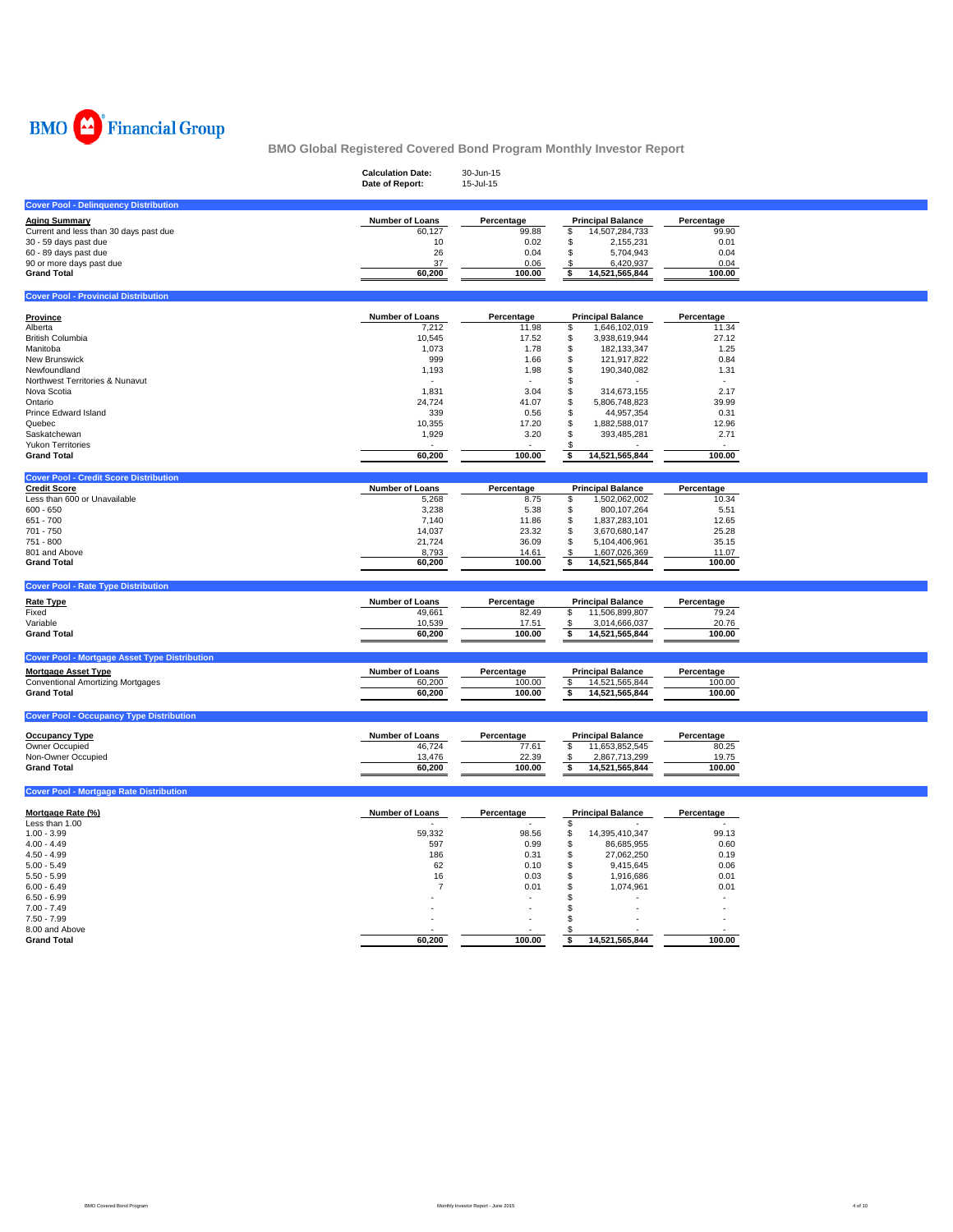BMO Financial Group

# BMO Global Registered Covered Bond Program Monthly Investor Report

**Calculation Date:** 30-Jun-15
**Date of Report:** 15-Jul-15

## Cover Pool - Delinquency Distribution

| Aging Summary | Number of Loans | Percentage | Principal Balance | Percentage |
|---|---|---|---|---|
| Current and less than 30 days past due | 60,127 | 99.88 | $ 14,507,284,733 | 99.90 |
| 30 - 59 days past due | 10 | 0.02 | $ 2,155,231 | 0.01 |
| 60 - 89 days past due | 26 | 0.04 | $ 5,704,943 | 0.04 |
| 90 or more days past due | 37 | 0.06 | $ 6,420,937 | 0.04 |
| **Grand Total** | **60,200** | **100.00** | **$ 14,521,565,844** | **100.00** |

## Cover Pool - Provincial Distribution

| Province | Number of Loans | Percentage | Principal Balance | Percentage |
|---|---|---|---|---|
| Alberta | 7,212 | 11.98 | $ 1,646,102,019 | 11.34 |
| British Columbia | 10,545 | 17.52 | $ 3,938,619,944 | 27.12 |
| Manitoba | 1,073 | 1.78 | $ 182,133,347 | 1.25 |
| New Brunswick | 999 | 1.66 | $ 121,917,822 | 0.84 |
| Newfoundland | 1,193 | 1.98 | $ 190,340,082 | 1.31 |
| Northwest Territories & Nunavut | - | - | $ - | - |
| Nova Scotia | 1,831 | 3.04 | $ 314,673,155 | 2.17 |
| Ontario | 24,724 | 41.07 | $ 5,806,748,823 | 39.99 |
| Prince Edward Island | 339 | 0.56 | $ 44,957,354 | 0.31 |
| Quebec | 10,355 | 17.20 | $ 1,882,588,017 | 12.96 |
| Saskatchewan | 1,929 | 3.20 | $ 393,485,281 | 2.71 |
| Yukon Territories | - | - | $ - | - |
| **Grand Total** | **60,200** | **100.00** | **$ 14,521,565,844** | **100.00** |

## Cover Pool - Credit Score Distribution

| Credit Score | Number of Loans | Percentage | Principal Balance | Percentage |
|---|---|---|---|---|
| Less than 600 or Unavailable | 5,268 | 8.75 | $ 1,502,062,002 | 10.34 |
| 600 - 650 | 3,238 | 5.38 | $ 800,107,264 | 5.51 |
| 651 - 700 | 7,140 | 11.86 | $ 1,837,283,101 | 12.65 |
| 701 - 750 | 14,037 | 23.32 | $ 3,670,680,147 | 25.28 |
| 751 - 800 | 21,724 | 36.09 | $ 5,104,406,961 | 35.15 |
| 801 and Above | 8,793 | 14.61 | $ 1,607,026,369 | 11.07 |
| **Grand Total** | **60,200** | **100.00** | **$ 14,521,565,844** | **100.00** |

## Cover Pool - Rate Type Distribution

| Rate Type | Number of Loans | Percentage | Principal Balance | Percentage |
|---|---|---|---|---|
| Fixed | 49,661 | 82.49 | $ 11,506,899,807 | 79.24 |
| Variable | 10,539 | 17.51 | $ 3,014,666,037 | 20.76 |
| **Grand Total** | **60,200** | **100.00** | **$ 14,521,565,844** | **100.00** |

## Cover Pool - Mortgage Asset Type Distribution

| Mortgage Asset Type | Number of Loans | Percentage | Principal Balance | Percentage |
|---|---|---|---|---|
| Conventional Amortizing Mortgages | 60,200 | 100.00 | $ 14,521,565,844 | 100.00 |
| **Grand Total** | **60,200** | **100.00** | **$ 14,521,565,844** | **100.00** |

## Cover Pool - Occupancy Type Distribution

| Occupancy Type | Number of Loans | Percentage | Principal Balance | Percentage |
|---|---|---|---|---|
| Owner Occupied | 46,724 | 77.61 | $ 11,653,852,545 | 80.25 |
| Non-Owner Occupied | 13,476 | 22.39 | $ 2,867,713,299 | 19.75 |
| **Grand Total** | **60,200** | **100.00** | **$ 14,521,565,844** | **100.00** |

## Cover Pool - Mortgage Rate Distribution

| Mortgage Rate (%) | Number of Loans | Percentage | Principal Balance | Percentage |
|---|---|---|---|---|
| Less than 1.00 | - | - | $ - | - |
| 1.00 - 3.99 | 59,332 | 98.56 | $ 14,395,410,347 | 99.13 |
| 4.00 - 4.49 | 597 | 0.99 | $ 86,685,955 | 0.60 |
| 4.50 - 4.99 | 186 | 0.31 | $ 27,062,250 | 0.19 |
| 5.00 - 5.49 | 62 | 0.10 | $ 9,415,645 | 0.06 |
| 5.50 - 5.99 | 16 | 0.03 | $ 1,916,686 | 0.01 |
| 6.00 - 6.49 | 7 | 0.01 | $ 1,074,961 | 0.01 |
| 6.50 - 6.99 | - | - | $ - | - |
| 7.00 - 7.49 | - | - | $ - | - |
| 7.50 - 7.99 | - | - | $ - | - |
| 8.00 and Above | - | - | $ - | - |
| **Grand Total** | **60,200** | **100.00** | **$ 14,521,565,844** | **100.00** |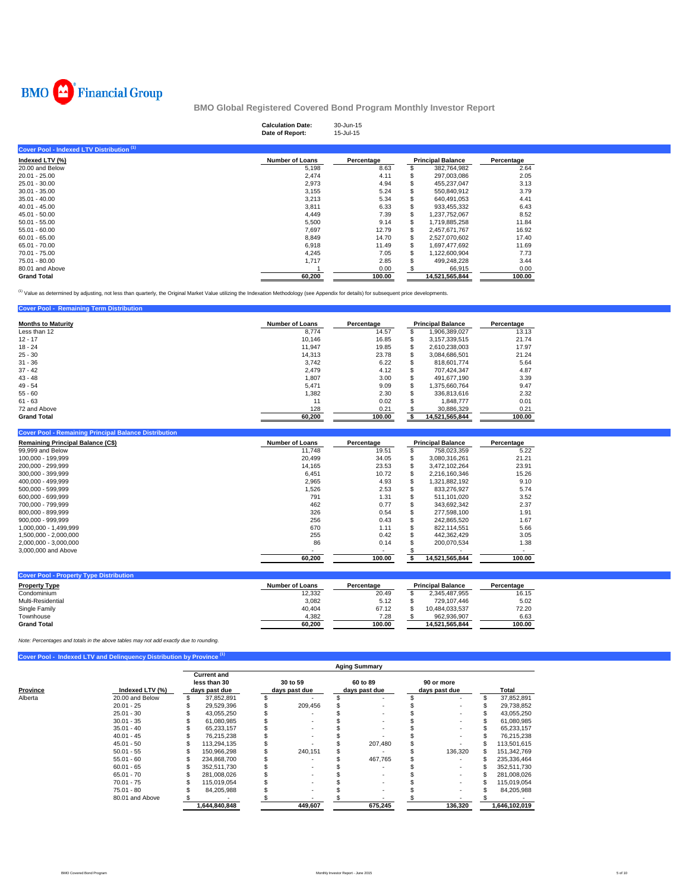BMO Financial Group

# BMO Global Registered Covered Bond Program Monthly Investor Report

| | |
|---|---|
| **Calculation Date:** | 30-Jun-15 |
| **Date of Report:** | 15-Jul-15 |

## Cover Pool - Indexed LTV Distribution [(1)]

| Indexed LTV (%) | Number of Loans | Percentage | Principal Balance | Percentage |
|---|---|---|---|---|
| 20.00 and Below | 5,198 | 8.63 | $ 382,764,982 | 2.64 |
| 20.01 - 25.00 | 2,474 | 4.11 | $ 297,003,086 | 2.05 |
| 25.01 - 30.00 | 2,973 | 4.94 | $ 455,237,047 | 3.13 |
| 30.01 - 35.00 | 3,155 | 5.24 | $ 550,840,912 | 3.79 |
| 35.01 - 40.00 | 3,213 | 5.34 | $ 640,491,053 | 4.41 |
| 40.01 - 45.00 | 3,811 | 6.33 | $ 933,455,332 | 6.43 |
| 45.01 - 50.00 | 4,449 | 7.39 | $ 1,237,752,067 | 8.52 |
| 50.01 - 55.00 | 5,500 | 9.14 | $ 1,719,885,258 | 11.84 |
| 55.01 - 60.00 | 7,697 | 12.79 | $ 2,457,671,767 | 16.92 |
| 60.01 - 65.00 | 8,849 | 14.70 | $ 2,527,070,602 | 17.40 |
| 65.01 - 70.00 | 6,918 | 11.49 | $ 1,697,477,692 | 11.69 |
| 70.01 - 75.00 | 4,245 | 7.05 | $ 1,122,600,904 | 7.73 |
| 75.01 - 80.00 | 1,717 | 2.85 | $ 499,248,228 | 3.44 |
| 80.01 and Above | 1 | 0.00 | $ 66,915 | 0.00 |
| **Grand Total** | **60,200** | **100.00** | **14,521,565,844** | **100.00** |

[(1)] Value as determined by adjusting, not less than quarterly, the Original Market Value utilizing the Indexation Methodology (see Appendix for details) for subsequent price developments.

## Cover Pool - Remaining Term Distribution

| Months to Maturity | Number of Loans | Percentage | Principal Balance | Percentage |
|---|---|---|---|---|
| Less than 12 | 8,774 | 14.57 | $ 1,906,389,027 | 13.13 |
| 12 - 17 | 10,146 | 16.85 | $ 3,157,339,515 | 21.74 |
| 18 - 24 | 11,947 | 19.85 | $ 2,610,238,003 | 17.97 |
| 25 - 30 | 14,313 | 23.78 | $ 3,084,686,501 | 21.24 |
| 31 - 36 | 3,742 | 6.22 | $ 818,601,774 | 5.64 |
| 37 - 42 | 2,479 | 4.12 | $ 707,424,347 | 4.87 |
| 43 - 48 | 1,807 | 3.00 | $ 491,677,190 | 3.39 |
| 49 - 54 | 5,471 | 9.09 | $ 1,375,660,764 | 9.47 |
| 55 - 60 | 1,382 | 2.30 | $ 336,813,616 | 2.32 |
| 61 - 63 | 11 | 0.02 | $ 1,848,777 | 0.01 |
| 72 and Above | 128 | 0.21 | $ 30,886,329 | 0.21 |
| **Grand Total** | **60,200** | **100.00** | **$ 14,521,565,844** | **100.00** |

## Cover Pool - Remaining Principal Balance Distribution

| Remaining Principal Balance (C$) | Number of Loans | Percentage | Principal Balance | Percentage |
|---|---|---|---|---|
| 99,999 and Below | 11,748 | 19.51 | $ 758,023,359 | 5.22 |
| 100,000 - 199,999 | 20,499 | 34.05 | $ 3,080,316,261 | 21.21 |
| 200,000 - 299,999 | 14,165 | 23.53 | $ 3,472,102,264 | 23.91 |
| 300,000 - 399,999 | 6,451 | 10.72 | $ 2,216,160,346 | 15.26 |
| 400,000 - 499,999 | 2,965 | 4.93 | $ 1,321,882,192 | 9.10 |
| 500,000 - 599,999 | 1,526 | 2.53 | $ 833,276,927 | 5.74 |
| 600,000 - 699,999 | 791 | 1.31 | $ 511,101,020 | 3.52 |
| 700,000 - 799,999 | 462 | 0.77 | $ 343,692,342 | 2.37 |
| 800,000 - 899,999 | 326 | 0.54 | $ 277,598,100 | 1.91 |
| 900,000 - 999,999 | 256 | 0.43 | $ 242,865,520 | 1.67 |
| 1,000,000 - 1,499,999 | 670 | 1.11 | $ 822,114,551 | 5.66 |
| 1,500,000 - 2,000,000 | 255 | 0.42 | $ 442,362,429 | 3.05 |
| 2,000,000 - 3,000,000 | 86 | 0.14 | $ 200,070,534 | 1.38 |
| 3,000,000 and Above | - | - | $ - | - |
| | **60,200** | **100.00** | **$ 14,521,565,844** | **100.00** |

## Cover Pool - Property Type Distribution

| Property Type | Number of Loans | Percentage | Principal Balance | Percentage |
|---|---|---|---|---|
| Condominium | 12,332 | 20.49 | $ 2,345,487,955 | 16.15 |
| Multi-Residential | 3,082 | 5.12 | $ 729,107,446 | 5.02 |
| Single Family | 40,404 | 67.12 | $ 10,484,033,537 | 72.20 |
| Townhouse | 4,382 | 7.28 | $ 962,936,907 | 6.63 |
| **Grand Total** | **60,200** | **100.00** | **14,521,565,844** | **100.00** |

*Note: Percentages and totals in the above tables may not add exactly due to rounding.*

## Cover Pool - Indexed LTV and Delinquency Distribution by Province [(1)]

| | | Aging Summary | | | | |
|---|---|---|---|---|---|---|
| **Province** | **Indexed LTV (%)** | **Current and less than 30 days past due** | **30 to 59 days past due** | **60 to 89 days past due** | **90 or more days past due** | **Total** |
| Alberta | 20.00 and Below | $ 37,852,891 | $ - | $ - | $ - | $ 37,852,891 |
| | 20.01 - 25 | $ 29,529,396 | $ 209,456 | $ - | $ - | $ 29,738,852 |
| | 25.01 - 30 | $ 43,055,250 | $ - | $ - | $ - | $ 43,055,250 |
| | 30.01 - 35 | $ 61,080,985 | $ - | $ - | $ - | $ 61,080,985 |
| | 35.01 - 40 | $ 65,233,157 | $ - | $ - | $ - | $ 65,233,157 |
| | 40.01 - 45 | $ 76,215,238 | $ - | $ - | $ - | $ 76,215,238 |
| | 45.01 - 50 | $ 113,294,135 | $ - | $ 207,480 | $ - | $ 113,501,615 |
| | 50.01 - 55 | $ 150,966,298 | $ 240,151 | $ - | $ 136,320 | $ 151,342,769 |
| | 55.01 - 60 | $ 234,868,700 | $ - | $ 467,765 | $ - | $ 235,336,464 |
| | 60.01 - 65 | $ 352,511,730 | $ - | $ - | $ - | $ 352,511,730 |
| | 65.01 - 70 | $ 281,008,026 | $ - | $ - | $ - | $ 281,008,026 |
| | 70.01 - 75 | $ 115,019,054 | $ - | $ - | $ - | $ 115,019,054 |
| | 75.01 - 80 | $ 84,205,988 | $ - | $ - | $ - | $ 84,205,988 |
| | 80.01 and Above | $ - | $ - | $ - | $ - | $ - |
| | | **1,644,840,848** | **449,607** | **675,245** | **136,320** | **1,646,102,019** |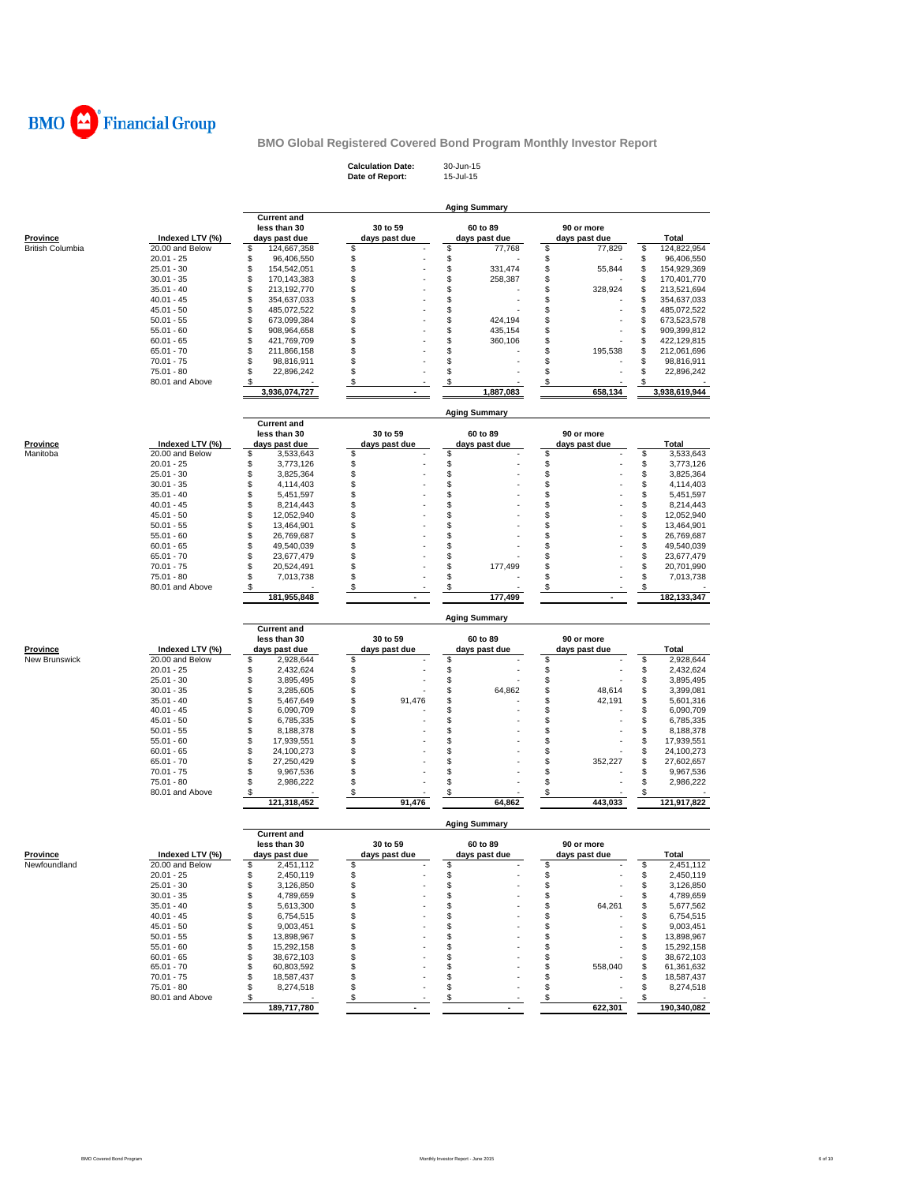BMO Financial Group

## BMO Global Registered Covered Bond Program Monthly Investor Report

**Calculation Date:** 30-Jun-15
**Date of Report:** 15-Jul-15

### Aging Summary

| Province | Indexed LTV (%) | Current and less than 30 days past due | 30 to 59 days past due | 60 to 89 days past due | 90 or more days past due | Total |
|---|---|---|---|---|---|---|
| British Columbia | 20.00 and Below | $ 124,667,358 | $ - | $ 77,768 | $ 77,829 | $ 124,822,954 |
| | 20.01 - 25 | $ 96,406,550 | $ - | $ - | $ - | $ 96,406,550 |
| | 25.01 - 30 | $ 154,542,051 | $ - | $ 331,474 | $ 55,844 | $ 154,929,369 |
| | 30.01 - 35 | $ 170,143,383 | $ - | $ 258,387 | $ - | $ 170,401,770 |
| | 35.01 - 40 | $ 213,192,770 | $ - | $ - | $ 328,924 | $ 213,521,694 |
| | 40.01 - 45 | $ 354,637,033 | $ - | $ - | $ - | $ 354,637,033 |
| | 45.01 - 50 | $ 485,072,522 | $ - | $ - | $ - | $ 485,072,522 |
| | 50.01 - 55 | $ 673,099,384 | $ - | $ 424,194 | $ - | $ 673,523,578 |
| | 55.01 - 60 | $ 908,964,658 | $ - | $ 435,154 | $ - | $ 909,399,812 |
| | 60.01 - 65 | $ 421,769,709 | $ - | $ 360,106 | $ - | $ 422,129,815 |
| | 65.01 - 70 | $ 211,866,158 | $ - | $ - | $ 195,538 | $ 212,061,696 |
| | 70.01 - 75 | $ 98,816,911 | $ - | $ - | $ - | $ 98,816,911 |
| | 75.01 - 80 | $ 22,896,242 | $ - | $ - | $ - | $ 22,896,242 |
| | 80.01 and Above | $ - | $ - | $ - | $ - | $ - |
| | | 3,936,074,727 | - | 1,887,083 | 658,134 | 3,938,619,944 |

### Aging Summary

| Province | Indexed LTV (%) | Current and less than 30 days past due | 30 to 59 days past due | 60 to 89 days past due | 90 or more days past due | Total |
|---|---|---|---|---|---|---|
| Manitoba | 20.00 and Below | $ 3,533,643 | $ - | $ - | $ - | $ 3,533,643 |
| | 20.01 - 25 | $ 3,773,126 | $ - | $ - | $ - | $ 3,773,126 |
| | 25.01 - 30 | $ 3,825,364 | $ - | $ - | $ - | $ 3,825,364 |
| | 30.01 - 35 | $ 4,114,403 | $ - | $ - | $ - | $ 4,114,403 |
| | 35.01 - 40 | $ 5,451,597 | $ - | $ - | $ - | $ 5,451,597 |
| | 40.01 - 45 | $ 8,214,443 | $ - | $ - | $ - | $ 8,214,443 |
| | 45.01 - 50 | $ 12,052,940 | $ - | $ - | $ - | $ 12,052,940 |
| | 50.01 - 55 | $ 13,464,901 | $ - | $ - | $ - | $ 13,464,901 |
| | 55.01 - 60 | $ 26,769,687 | $ - | $ - | $ - | $ 26,769,687 |
| | 60.01 - 65 | $ 49,540,039 | $ - | $ - | $ - | $ 49,540,039 |
| | 65.01 - 70 | $ 23,677,479 | $ - | $ - | $ - | $ 23,677,479 |
| | 70.01 - 75 | $ 20,524,491 | $ - | $ 177,499 | $ - | $ 20,701,990 |
| | 75.01 - 80 | $ 7,013,738 | $ - | $ - | $ - | $ 7,013,738 |
| | 80.01 and Above | $ - | $ - | $ - | $ - | $ - |
| | | 181,955,848 | - | 177,499 | - | 182,133,347 |

### Aging Summary

| Province | Indexed LTV (%) | Current and less than 30 days past due | 30 to 59 days past due | 60 to 89 days past due | 90 or more days past due | Total |
|---|---|---|---|---|---|---|
| New Brunswick | 20.00 and Below | $ 2,928,644 | $ - | $ - | $ - | $ 2,928,644 |
| | 20.01 - 25 | $ 2,432,624 | $ - | $ - | $ - | $ 2,432,624 |
| | 25.01 - 30 | $ 3,895,495 | $ - | $ - | $ - | $ 3,895,495 |
| | 30.01 - 35 | $ 3,285,605 | $ - | $ 64,862 | $ 48,614 | $ 3,399,081 |
| | 35.01 - 40 | $ 5,467,649 | $ 91,476 | $ - | $ 42,191 | $ 5,601,316 |
| | 40.01 - 45 | $ 6,090,709 | $ - | $ - | $ - | $ 6,090,709 |
| | 45.01 - 50 | $ 6,785,335 | $ - | $ - | $ - | $ 6,785,335 |
| | 50.01 - 55 | $ 8,188,378 | $ - | $ - | $ - | $ 8,188,378 |
| | 55.01 - 60 | $ 17,939,551 | $ - | $ - | $ - | $ 17,939,551 |
| | 60.01 - 65 | $ 24,100,273 | $ - | $ - | $ - | $ 24,100,273 |
| | 65.01 - 70 | $ 27,250,429 | $ - | $ - | $ 352,227 | $ 27,602,657 |
| | 70.01 - 75 | $ 9,967,536 | $ - | $ - | $ - | $ 9,967,536 |
| | 75.01 - 80 | $ 2,986,222 | $ - | $ - | $ - | $ 2,986,222 |
| | 80.01 and Above | $ - | $ - | $ - | $ - | $ - |
| | | 121,318,452 | 91,476 | 64,862 | 443,033 | 121,917,822 |

### Aging Summary

| Province | Indexed LTV (%) | Current and less than 30 days past due | 30 to 59 days past due | 60 to 89 days past due | 90 or more days past due | Total |
|---|---|---|---|---|---|---|
| Newfoundland | 20.00 and Below | $ 2,451,112 | $ - | $ - | $ - | $ 2,451,112 |
| | 20.01 - 25 | $ 2,450,119 | $ - | $ - | $ - | $ 2,450,119 |
| | 25.01 - 30 | $ 3,126,850 | $ - | $ - | $ - | $ 3,126,850 |
| | 30.01 - 35 | $ 4,789,659 | $ - | $ - | $ - | $ 4,789,659 |
| | 35.01 - 40 | $ 5,613,300 | $ - | $ - | $ 64,261 | $ 5,677,562 |
| | 40.01 - 45 | $ 6,754,515 | $ - | $ - | $ - | $ 6,754,515 |
| | 45.01 - 50 | $ 9,003,451 | $ - | $ - | $ - | $ 9,003,451 |
| | 50.01 - 55 | $ 13,898,967 | $ - | $ - | $ - | $ 13,898,967 |
| | 55.01 - 60 | $ 15,292,158 | $ - | $ - | $ - | $ 15,292,158 |
| | 60.01 - 65 | $ 38,672,103 | $ - | $ - | $ - | $ 38,672,103 |
| | 65.01 - 70 | $ 60,803,592 | $ - | $ - | $ 558,040 | $ 61,361,632 |
| | 70.01 - 75 | $ 18,587,437 | $ - | $ - | $ - | $ 18,587,437 |
| | 75.01 - 80 | $ 8,274,518 | $ - | $ - | $ - | $ 8,274,518 |
| | 80.01 and Above | $ - | $ - | $ - | $ - | $ - |
| | | 189,717,780 | - | - | 622,301 | 190,340,082 |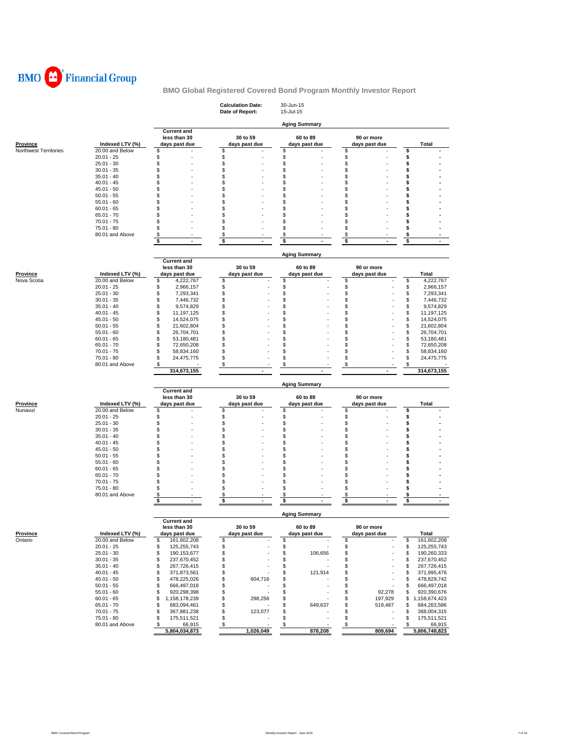BMO Financial Group

# BMO Global Registered Covered Bond Program Monthly Investor Report

**Calculation Date:** 30-Jun-15
**Date of Report:** 15-Jul-15

**Aging Summary**

| Province | Indexed LTV (%) | Current and less than 30 days past due | 30 to 59 days past due | 60 to 89 days past due | 90 or more days past due | Total |
|---|---|---|---|---|---|---|
| Northwest Territories | 20.00 and Below | $ - | $ - | $ - | $ - | $ - |
| | 20.01 - 25 | $ - | $ - | $ - | $ - | $ - |
| | 25.01 - 30 | $ - | $ - | $ - | $ - | $ - |
| | 30.01 - 35 | $ - | $ - | $ - | $ - | $ - |
| | 35.01 - 40 | $ - | $ - | $ - | $ - | $ - |
| | 40.01 - 45 | $ - | $ - | $ - | $ - | $ - |
| | 45.01 - 50 | $ - | $ - | $ - | $ - | $ - |
| | 50.01 - 55 | $ - | $ - | $ - | $ - | $ - |
| | 55.01 - 60 | $ - | $ - | $ - | $ - | $ - |
| | 60.01 - 65 | $ - | $ - | $ - | $ - | $ - |
| | 65.01 - 70 | $ - | $ - | $ - | $ - | $ - |
| | 70.01 - 75 | $ - | $ - | $ - | $ - | $ - |
| | 75.01 - 80 | $ - | $ - | $ - | $ - | $ - |
| | 80.01 and Above | $ - | $ - | $ - | $ - | $ - |
| | | $ - | $ - | $ - | $ - | $ - |

**Aging Summary**

| Province | Indexed LTV (%) | Current and less than 30 days past due | 30 to 59 days past due | 60 to 89 days past due | 90 or more days past due | Total |
|---|---|---|---|---|---|---|
| Nova Scotia | 20.00 and Below | $ 4,222,767 | $ - | $ - | $ - | $ 4,222,767 |
| | 20.01 - 25 | $ 2,966,157 | $ - | $ - | $ - | $ 2,966,157 |
| | 25.01 - 30 | $ 7,293,341 | $ - | $ - | $ - | $ 7,293,341 |
| | 30.01 - 35 | $ 7,446,732 | $ - | $ - | $ - | $ 7,446,732 |
| | 35.01 - 40 | $ 9,574,829 | $ - | $ - | $ - | $ 9,574,829 |
| | 40.01 - 45 | $ 11,197,125 | $ - | $ - | $ - | $ 11,197,125 |
| | 45.01 - 50 | $ 14,524,075 | $ - | $ - | $ - | $ 14,524,075 |
| | 50.01 - 55 | $ 21,602,804 | $ - | $ - | $ - | $ 21,602,804 |
| | 55.01 - 60 | $ 26,704,701 | $ - | $ - | $ - | $ 26,704,701 |
| | 60.01 - 65 | $ 53,180,481 | $ - | $ - | $ - | $ 53,180,481 |
| | 65.01 - 70 | $ 72,650,208 | $ - | $ - | $ - | $ 72,650,208 |
| | 70.01 - 75 | $ 58,834,160 | $ - | $ - | $ - | $ 58,834,160 |
| | 75.01 - 80 | $ 24,475,775 | $ - | $ - | $ - | $ 24,475,775 |
| | 80.01 and Above | $ - | $ - | $ - | $ - | $ - |
| | | 314,673,155 | - | - | - | 314,673,155 |

**Aging Summary**

| Province | Indexed LTV (%) | Current and less than 30 days past due | 30 to 59 days past due | 60 to 89 days past due | 90 or more days past due | Total |
|---|---|---|---|---|---|---|
| Nunavut | 20.00 and Below | $ - | $ - | $ - | $ - | $ - |
| | 20.01 - 25 | $ - | $ - | $ - | $ - | $ - |
| | 25.01 - 30 | $ - | $ - | $ - | $ - | $ - |
| | 30.01 - 35 | $ - | $ - | $ - | $ - | $ - |
| | 35.01 - 40 | $ - | $ - | $ - | $ - | $ - |
| | 40.01 - 45 | $ - | $ - | $ - | $ - | $ - |
| | 45.01 - 50 | $ - | $ - | $ - | $ - | $ - |
| | 50.01 - 55 | $ - | $ - | $ - | $ - | $ - |
| | 55.01 - 60 | $ - | $ - | $ - | $ - | $ - |
| | 60.01 - 65 | $ - | $ - | $ - | $ - | $ - |
| | 65.01 - 70 | $ - | $ - | $ - | $ - | $ - |
| | 70.01 - 75 | $ - | $ - | $ - | $ - | $ - |
| | 75.01 - 80 | $ - | $ - | $ - | $ - | $ - |
| | 80.01 and Above | $ - | $ - | $ - | $ - | $ - |
| | | $ - | $ - | $ - | $ - | $ - |

**Aging Summary**

| Province | Indexed LTV (%) | Current and less than 30 days past due | 30 to 59 days past due | 60 to 89 days past due | 90 or more days past due | Total |
|---|---|---|---|---|---|---|
| Ontario | 20.00 and Below | $ 161,602,208 | $ - | $ - | $ - | $ 161,602,208 |
| | 20.01 - 25 | $ 125,255,743 | $ - | $ - | $ - | $ 125,255,743 |
| | 25.01 - 30 | $ 190,153,677 | $ - | $ 106,656 | $ - | $ 190,260,333 |
| | 30.01 - 35 | $ 237,670,452 | $ - | $ - | $ - | $ 237,670,452 |
| | 35.01 - 40 | $ 267,726,415 | $ - | $ - | $ - | $ 267,726,415 |
| | 40.01 - 45 | $ 371,873,561 | $ - | $ 121,914 | $ - | $ 371,995,476 |
| | 45.01 - 50 | $ 478,225,026 | $ 604,716 | $ - | $ - | $ 478,829,742 |
| | 50.01 - 55 | $ 666,497,018 | $ - | $ - | $ - | $ 666,497,018 |
| | 55.01 - 60 | $ 920,298,398 | $ - | $ - | $ 92,278 | $ 920,390,676 |
| | 60.01 - 65 | $ 1,158,178,239 | $ 298,256 | $ - | $ 197,929 | $ 1,158,674,423 |
| | 65.01 - 70 | $ 683,094,461 | $ - | $ 649,637 | $ 519,487 | $ 684,263,586 |
| | 70.01 - 75 | $ 367,881,238 | $ 123,077 | $ - | $ - | $ 368,004,315 |
| | 75.01 - 80 | $ 175,511,521 | $ - | $ - | $ - | $ 175,511,521 |
| | 80.01 and Above | $ 66,915 | $ - | $ - | $ - | $ 66,915 |
| | | 5,804,034,873 | 1,026,049 | 878,208 | 809,694 | 5,806,748,823 |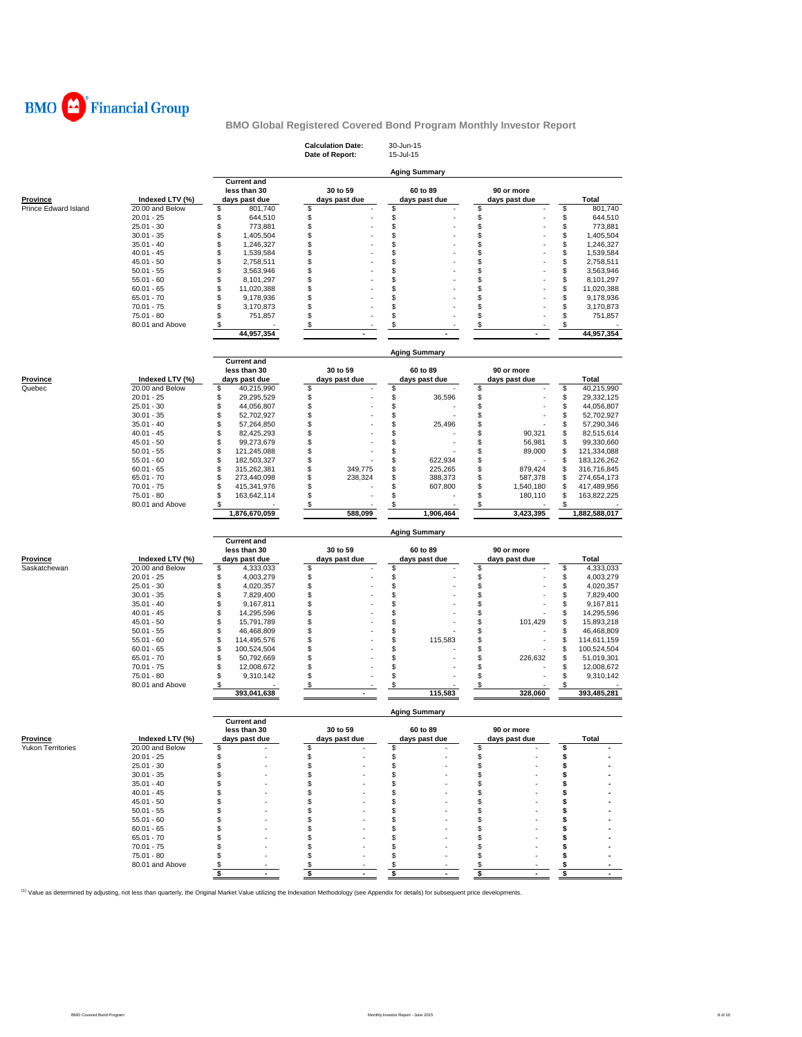BMO Financial Group

# BMO Global Registered Covered Bond Program Monthly Investor Report

**Calculation Date:** 30-Jun-15
**Date of Report:** 15-Jul-15

**Aging Summary**

| Province | Indexed LTV (%) | Current and less than 30 days past due | 30 to 59 days past due | 60 to 89 days past due | 90 or more days past due | Total |
|---|---|---|---|---|---|---|
| Prince Edward Island | 20.00 and Below | $ 801,740 | $ - | $ - | $ - | $ 801,740 |
| | 20.01 - 25 | $ 644,510 | $ - | $ - | $ - | $ 644,510 |
| | 25.01 - 30 | $ 773,881 | $ - | $ - | $ - | $ 773,881 |
| | 30.01 - 35 | $ 1,405,504 | $ - | $ - | $ - | $ 1,405,504 |
| | 35.01 - 40 | $ 1,246,327 | $ - | $ - | $ - | $ 1,246,327 |
| | 40.01 - 45 | $ 1,539,584 | $ - | $ - | $ - | $ 1,539,584 |
| | 45.01 - 50 | $ 2,758,511 | $ - | $ - | $ - | $ 2,758,511 |
| | 50.01 - 55 | $ 3,563,946 | $ - | $ - | $ - | $ 3,563,946 |
| | 55.01 - 60 | $ 8,101,297 | $ - | $ - | $ - | $ 8,101,297 |
| | 60.01 - 65 | $ 11,020,388 | $ - | $ - | $ - | $ 11,020,388 |
| | 65.01 - 70 | $ 9,178,936 | $ - | $ - | $ - | $ 9,178,936 |
| | 70.01 - 75 | $ 3,170,873 | $ - | $ - | $ - | $ 3,170,873 |
| | 75.01 - 80 | $ 751,857 | $ - | $ - | $ - | $ 751,857 |
| | 80.01 and Above | $ - | $ - | $ - | $ - | $ - |
| | | **44,957,354** | **-** | **-** | **-** | **44,957,354** |

**Aging Summary**

| Province | Indexed LTV (%) | Current and less than 30 days past due | 30 to 59 days past due | 60 to 89 days past due | 90 or more days past due | Total |
|---|---|---|---|---|---|---|
| Quebec | 20.00 and Below | $ 40,215,990 | $ - | $ - | $ - | $ 40,215,990 |
| | 20.01 - 25 | $ 29,295,529 | $ - | $ 36,596 | $ - | $ 29,332,125 |
| | 25.01 - 30 | $ 44,056,807 | $ - | $ - | $ - | $ 44,056,807 |
| | 30.01 - 35 | $ 52,702,927 | $ - | $ - | $ - | $ 52,702,927 |
| | 35.01 - 40 | $ 57,264,850 | $ - | $ 25,496 | $ - | $ 57,290,346 |
| | 40.01 - 45 | $ 82,425,293 | $ - | $ - | $ 90,321 | $ 82,515,614 |
| | 45.01 - 50 | $ 99,273,679 | $ - | $ - | $ 56,981 | $ 99,330,660 |
| | 50.01 - 55 | $ 121,245,088 | $ - | $ - | $ 89,000 | $ 121,334,088 |
| | 55.01 - 60 | $ 182,503,327 | $ - | $ 622,934 | $ - | $ 183,126,262 |
| | 60.01 - 65 | $ 315,262,381 | $ 349,775 | $ 225,265 | $ 879,424 | $ 316,716,845 |
| | 65.01 - 70 | $ 273,440,098 | $ 238,324 | $ 388,373 | $ 587,378 | $ 274,654,173 |
| | 70.01 - 75 | $ 415,341,976 | $ - | $ 607,800 | $ 1,540,180 | $ 417,489,956 |
| | 75.01 - 80 | $ 163,642,114 | $ - | $ - | $ 180,110 | $ 163,822,225 |
| | 80.01 and Above | $ - | $ - | $ - | $ - | $ - |
| | | **1,876,670,059** | **588,099** | **1,906,464** | **3,423,395** | **1,882,588,017** |

**Aging Summary**

| Province | Indexed LTV (%) | Current and less than 30 days past due | 30 to 59 days past due | 60 to 89 days past due | 90 or more days past due | Total |
|---|---|---|---|---|---|---|
| Saskatchewan | 20.00 and Below | $ 4,333,033 | $ - | $ - | $ - | $ 4,333,033 |
| | 20.01 - 25 | $ 4,003,279 | $ - | $ - | $ - | $ 4,003,279 |
| | 25.01 - 30 | $ 4,020,357 | $ - | $ - | $ - | $ 4,020,357 |
| | 30.01 - 35 | $ 7,829,400 | $ - | $ - | $ - | $ 7,829,400 |
| | 35.01 - 40 | $ 9,167,811 | $ - | $ - | $ - | $ 9,167,811 |
| | 40.01 - 45 | $ 14,295,596 | $ - | $ - | $ - | $ 14,295,596 |
| | 45.01 - 50 | $ 15,791,789 | $ - | $ - | $ 101,429 | $ 15,893,218 |
| | 50.01 - 55 | $ 46,468,809 | $ - | $ - | $ - | $ 46,468,809 |
| | 55.01 - 60 | $ 114,495,576 | $ - | $ 115,583 | $ - | $ 114,611,159 |
| | 60.01 - 65 | $ 100,524,504 | $ - | $ - | $ - | $ 100,524,504 |
| | 65.01 - 70 | $ 50,792,669 | $ - | $ - | $ 226,632 | $ 51,019,301 |
| | 70.01 - 75 | $ 12,008,672 | $ - | $ - | $ - | $ 12,008,672 |
| | 75.01 - 80 | $ 9,310,142 | $ - | $ - | $ - | $ 9,310,142 |
| | 80.01 and Above | $ - | $ - | $ - | $ - | $ - |
| | | **393,041,638** | **-** | **115,583** | **328,060** | **393,485,281** |

**Aging Summary**

| Province | Indexed LTV (%) | Current and less than 30 days past due | 30 to 59 days past due | 60 to 89 days past due | 90 or more days past due | Total |
|---|---|---|---|---|---|---|
| Yukon Territories | 20.00 and Below | $ - | $ - | $ - | $ - | $ - |
| | 20.01 - 25 | $ - | $ - | $ - | $ - | $ - |
| | 25.01 - 30 | $ - | $ - | $ - | $ - | $ - |
| | 30.01 - 35 | $ - | $ - | $ - | $ - | $ - |
| | 35.01 - 40 | $ - | $ - | $ - | $ - | $ - |
| | 40.01 - 45 | $ - | $ - | $ - | $ - | $ - |
| | 45.01 - 50 | $ - | $ - | $ - | $ - | $ - |
| | 50.01 - 55 | $ - | $ - | $ - | $ - | $ - |
| | 55.01 - 60 | $ - | $ - | $ - | $ - | $ - |
| | 60.01 - 65 | $ - | $ - | $ - | $ - | $ - |
| | 65.01 - 70 | $ - | $ - | $ - | $ - | $ - |
| | 70.01 - 75 | $ - | $ - | $ - | $ - | $ - |
| | 75.01 - 80 | $ - | $ - | $ - | $ - | $ - |
| | 80.01 and Above | $ - | $ - | $ - | $ - | $ - |
| | | **$ -** | **$ -** | **$ -** | **$ -** | **$ -** |

[1] Value as determined by adjusting, not less than quarterly, the Original Market Value utilizing the Indexation Methodology (see Appendix for details) for subsequent price developments.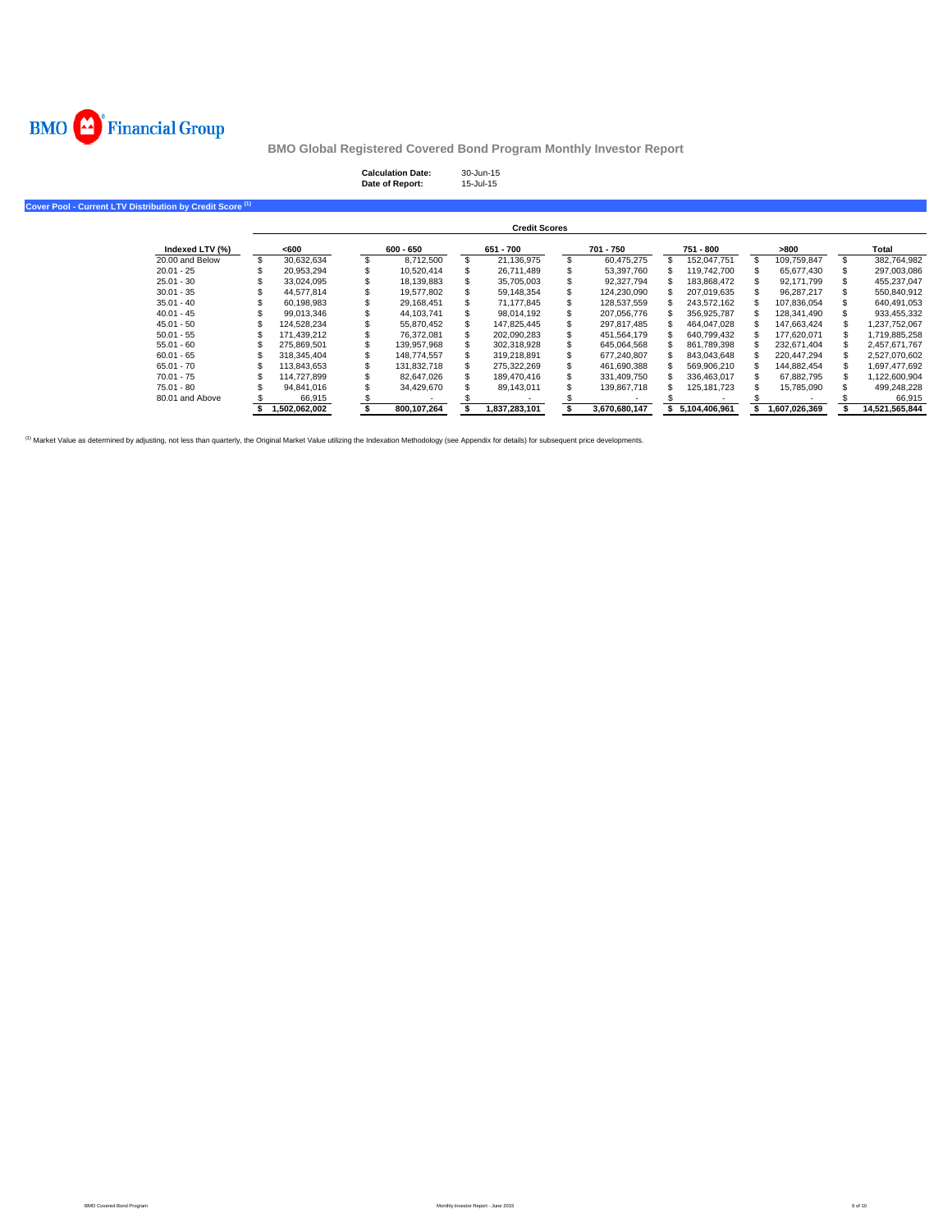BMO Financial Group

# BMO Global Registered Covered Bond Program Monthly Investor Report

**Calculation Date:** 30-Jun-15
**Date of Report:** 15-Jul-15

## Cover Pool - Current LTV Distribution by Credit Score [(1)]

| | Credit Scores | | | | | | |
|---|---|---|---|---|---|---|---|
| **Indexed LTV (%)** | **<600** | **600 - 650** | **651 - 700** | **701 - 750** | **751 - 800** | **>800** | **Total** |
| 20.00 and Below | $ 30,632,634 | $ 8,712,500 | $ 21,136,975 | $ 60,475,275 | $ 152,047,751 | $ 109,759,847 | $ 382,764,982 |
| 20.01 - 25 | $ 20,953,294 | $ 10,520,414 | $ 26,711,489 | $ 53,397,760 | $ 119,742,700 | $ 65,677,430 | $ 297,003,086 |
| 25.01 - 30 | $ 33,024,095 | $ 18,139,883 | $ 35,705,003 | $ 92,327,794 | $ 183,868,472 | $ 92,171,799 | $ 455,237,047 |
| 30.01 - 35 | $ 44,577,814 | $ 19,577,802 | $ 59,148,354 | $ 124,230,090 | $ 207,019,635 | $ 96,287,217 | $ 550,840,912 |
| 35.01 - 40 | $ 60,198,983 | $ 29,168,451 | $ 71,177,845 | $ 128,537,559 | $ 243,572,162 | $ 107,836,054 | $ 640,491,053 |
| 40.01 - 45 | $ 99,013,346 | $ 44,103,741 | $ 98,014,192 | $ 207,056,776 | $ 356,925,787 | $ 128,341,490 | $ 933,455,332 |
| 45.01 - 50 | $ 124,528,234 | $ 55,870,452 | $ 147,825,445 | $ 297,817,485 | $ 464,047,028 | $ 147,663,424 | $ 1,237,752,067 |
| 50.01 - 55 | $ 171,439,212 | $ 76,372,081 | $ 202,090,283 | $ 451,564,179 | $ 640,799,432 | $ 177,620,071 | $ 1,719,885,258 |
| 55.01 - 60 | $ 275,869,501 | $ 139,957,968 | $ 302,318,928 | $ 645,064,568 | $ 861,789,398 | $ 232,671,404 | $ 2,457,671,767 |
| 60.01 - 65 | $ 318,345,404 | $ 148,774,557 | $ 319,218,891 | $ 677,240,807 | $ 843,043,648 | $ 220,447,294 | $ 2,527,070,602 |
| 65.01 - 70 | $ 113,843,653 | $ 131,832,718 | $ 275,322,269 | $ 461,690,388 | $ 569,906,210 | $ 144,882,454 | $ 1,697,477,692 |
| 70.01 - 75 | $ 114,727,899 | $ 82,647,026 | $ 189,470,416 | $ 331,409,750 | $ 336,463,017 | $ 67,882,795 | $ 1,122,600,904 |
| 75.01 - 80 | $ 94,841,016 | $ 34,429,670 | $ 89,143,011 | $ 139,867,718 | $ 125,181,723 | $ 15,785,090 | $ 499,248,228 |
| 80.01 and Above | $ 66,915 | $ - | $ - | $ - | $ - | $ - | $ 66,915 |
| | **$ 1,502,062,002** | **$ 800,107,264** | **$ 1,837,283,101** | **$ 3,670,680,147** | **$ 5,104,406,961** | **$ 1,607,026,369** | **$ 14,521,565,844** |

[(1)] Market Value as determined by adjusting, not less than quarterly, the Original Market Value utilizing the Indexation Methodology (see Appendix for details) for subsequent price developments.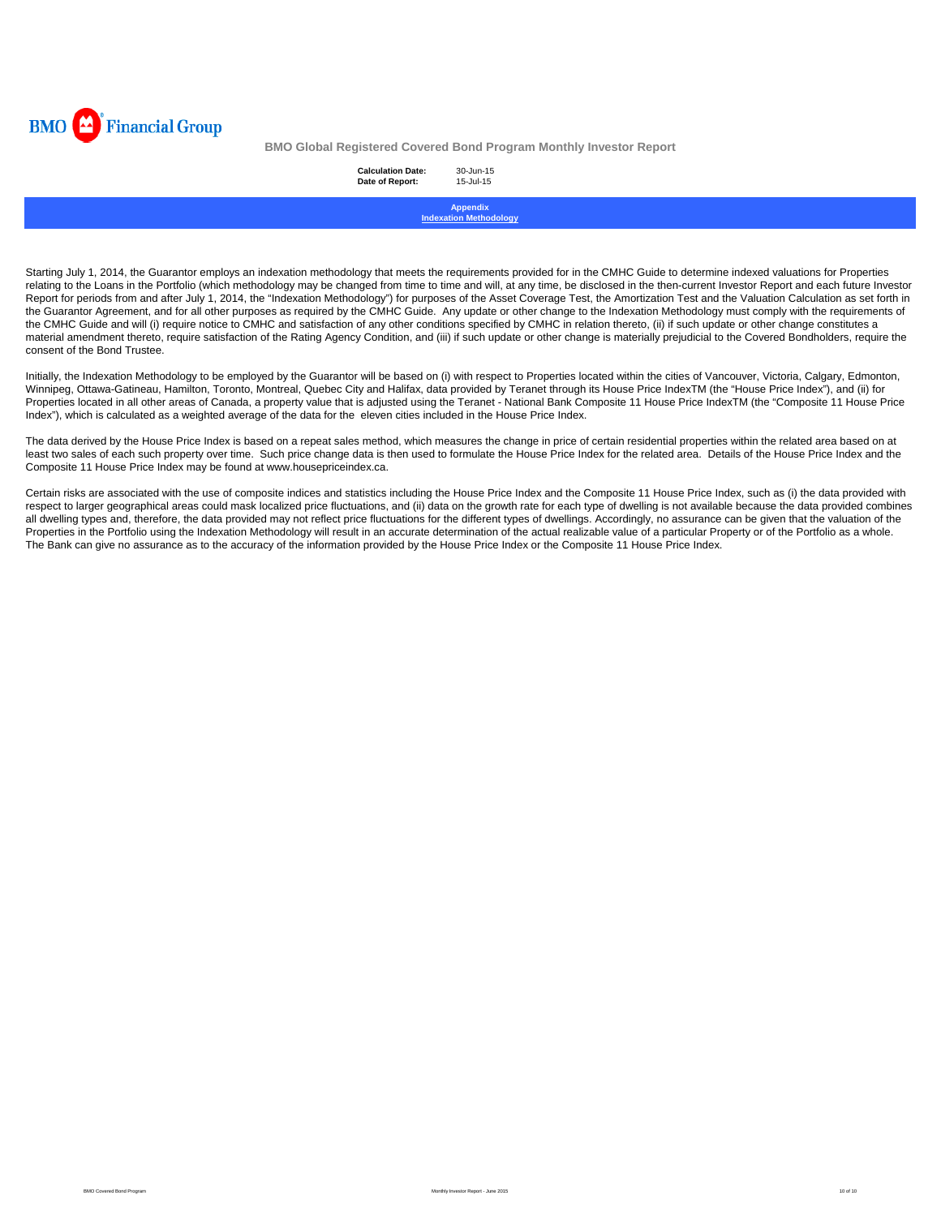BMO Financial Group

**BMO Global Registered Covered Bond Program Monthly Investor Report**

| | |
|---|---|
| **Calculation Date:** | 30-Jun-15 |
| **Date of Report:** | 15-Jul-15 |

## Appendix
### Indexation Methodology

Starting July 1, 2014, the Guarantor employs an indexation methodology that meets the requirements provided for in the CMHC Guide to determine indexed valuations for Properties relating to the Loans in the Portfolio (which methodology may be changed from time to time and will, at any time, be disclosed in the then-current Investor Report and each future Investor Report for periods from and after July 1, 2014, the "Indexation Methodology") for purposes of the Asset Coverage Test, the Amortization Test and the Valuation Calculation as set forth in the Guarantor Agreement, and for all other purposes as required by the CMHC Guide. Any update or other change to the Indexation Methodology must comply with the requirements of the CMHC Guide and will (i) require notice to CMHC and satisfaction of any other conditions specified by CMHC in relation thereto, (ii) if such update or other change constitutes a material amendment thereto, require satisfaction of the Rating Agency Condition, and (iii) if such update or other change is materially prejudicial to the Covered Bondholders, require the consent of the Bond Trustee.

Initially, the Indexation Methodology to be employed by the Guarantor will be based on (i) with respect to Properties located within the cities of Vancouver, Victoria, Calgary, Edmonton, Winnipeg, Ottawa-Gatineau, Hamilton, Toronto, Montreal, Quebec City and Halifax, data provided by Teranet through its House Price IndexTM (the "House Price Index"), and (ii) for Properties located in all other areas of Canada, a property value that is adjusted using the Teranet - National Bank Composite 11 House Price IndexTM (the "Composite 11 House Price Index"), which is calculated as a weighted average of the data for the eleven cities included in the House Price Index.

The data derived by the House Price Index is based on a repeat sales method, which measures the change in price of certain residential properties within the related area based on at least two sales of each such property over time. Such price change data is then used to formulate the House Price Index for the related area. Details of the House Price Index and the Composite 11 House Price Index may be found at www.housepriceindex.ca.

Certain risks are associated with the use of composite indices and statistics including the House Price Index and the Composite 11 House Price Index, such as (i) the data provided with respect to larger geographical areas could mask localized price fluctuations, and (ii) data on the growth rate for each type of dwelling is not available because the data provided combines all dwelling types and, therefore, the data provided may not reflect price fluctuations for the different types of dwellings. Accordingly, no assurance can be given that the valuation of the Properties in the Portfolio using the Indexation Methodology will result in an accurate determination of the actual realizable value of a particular Property or of the Portfolio as a whole. The Bank can give no assurance as to the accuracy of the information provided by the House Price Index or the Composite 11 House Price Index.